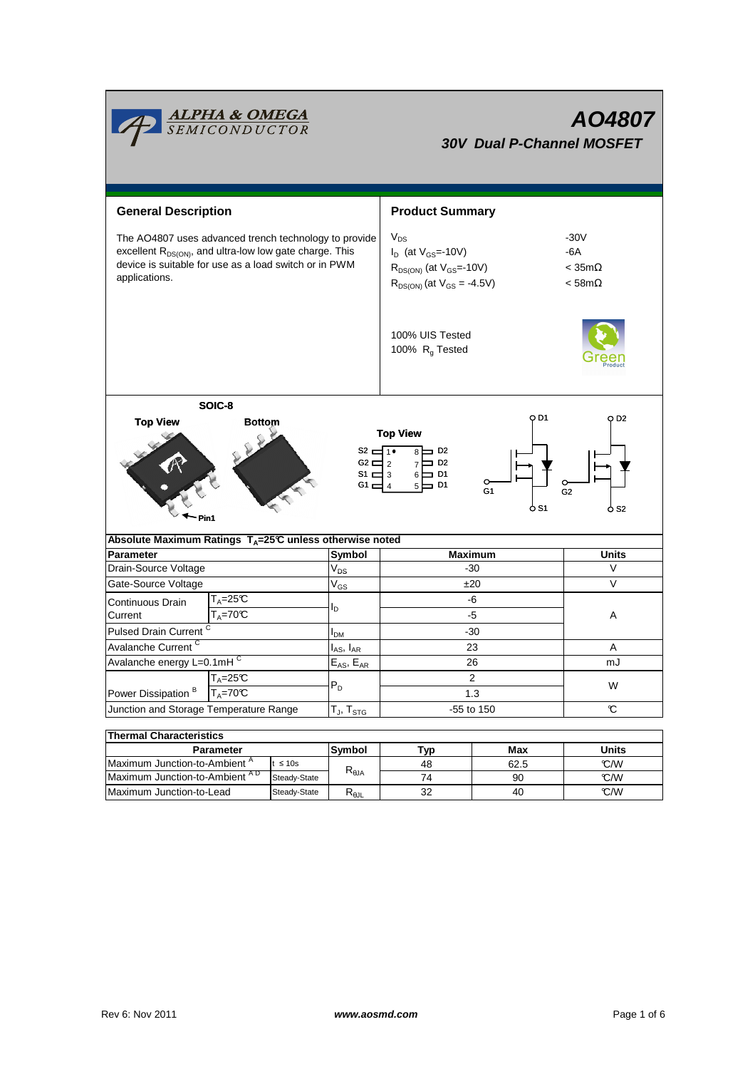# AO4807

## 30V Dual P-Channel MOSFET

## General Description

The AO4807 uses advanced trench technology to provide excellent $R_{DS(ON)}$, and ultra-low low gate charge. This device is suitable for use as a load switch or in PWM applications.

## Product Summary

| | |
|---|---|
| $V_{DS}$ | -30V |
| $I_D$ (at $V_{GS}$=-10V) | -6A |
| $R_{DS(ON)}$ (at $V_{GS}$=-10V) | < 35mΩ |
| $R_{DS(ON)}$ (at $V_{GS}$ = -4.5V) | < 58mΩ |

100% UIS Tested
100% $R_g$ Tested

SOIC-8

Top View | Bottom

Pin1

Top View

| Pin | Name | Pin | Name |
|---|---|---|---|
| 1 | S2 | 8 | D2 |
| 2 | G2 | 7 | D2 |
| 3 | S1 | 6 | D1 |
| 4 | G1 | 5 | D1 |

D1, G1, S1 — D2, G2, S2

| Absolute Maximum Ratings $T_A$=25°C unless otherwise noted | | | | |
|---|---|---|---|---|
| **Parameter** | | **Symbol** | **Maximum** | **Units** |
| Drain-Source Voltage | | $V_{DS}$ | -30 | V |
| Gate-Source Voltage | | $V_{GS}$ | ±20 | V |
| Continuous Drain Current | $T_A$=25°C | $I_D$ | -6 | A |
| | $T_A$=70°C | | -5 | |
| Pulsed Drain Current [C] | | $I_{DM}$ | -30 | |
| Avalanche Current [C] | | $I_{AS}$, $I_{AR}$ | 23 | A |
| Avalanche energy L=0.1mH [C] | | $E_{AS}$, $E_{AR}$ | 26 | mJ |
| Power Dissipation [B] | $T_A$=25°C | $P_D$ | 2 | W |
| | $T_A$=70°C | | 1.3 | |
| Junction and Storage Temperature Range | | $T_J$, $T_{STG}$ | -55 to 150 | °C |

| Thermal Characteristics | | | | | |
|---|---|---|---|---|---|
| **Parameter** | | **Symbol** | **Typ** | **Max** | **Units** |
| Maximum Junction-to-Ambient [A] | t ≤ 10s | $R_{\theta JA}$ | 48 | 62.5 | °C/W |
| Maximum Junction-to-Ambient [A D] | Steady-State | | 74 | 90 | °C/W |
| Maximum Junction-to-Lead | Steady-State | $R_{\theta JL}$ | 32 | 40 | °C/W |

Rev 6: Nov 2011 www.aosmd.com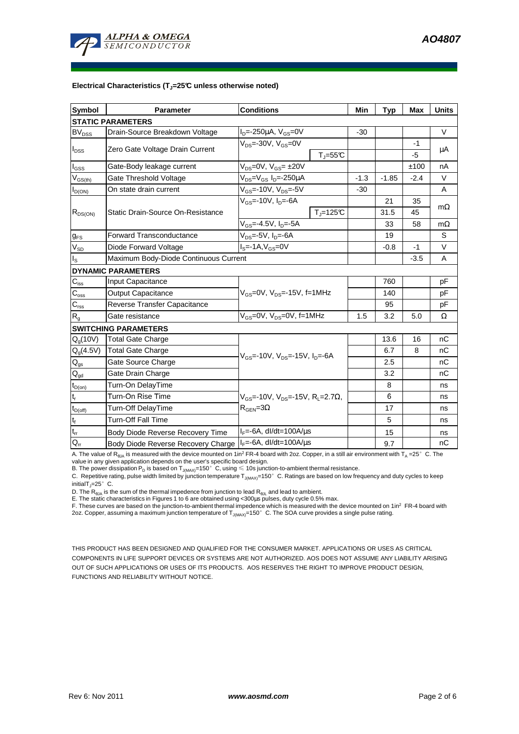**Electrical Characteristics ($T_J$=25°C unless otherwise noted)**

| Symbol | Parameter | Conditions | | Min | Typ | Max | Units |
|---|---|---|---|---|---|---|---|
| **STATIC PARAMETERS** | | | | | | | |
| $BV_{DSS}$ | Drain-Source Breakdown Voltage | $I_D$=-250µA, $V_{GS}$=0V | | -30 | | | V |
| $I_{DSS}$ | Zero Gate Voltage Drain Current | $V_{DS}$=-30V, $V_{GS}$=0V | | | | -1 | µA |
| | | | $T_J$=55°C | | | -5 | |
| $I_{GSS}$ | Gate-Body leakage current | $V_{DS}$=0V, $V_{GS}$= ±20V | | | | ±100 | nA |
| $V_{GS(th)}$ | Gate Threshold Voltage | $V_{DS}$=$V_{GS}$ $I_D$=-250µA | | -1.3 | -1.85 | -2.4 | V |
| $I_{D(ON)}$ | On state drain current | $V_{GS}$=-10V, $V_{DS}$=-5V | | -30 | | | A |
| $R_{DS(ON)}$ | Static Drain-Source On-Resistance | $V_{GS}$=-10V, $I_D$=-6A | | | 21 | 35 | mΩ |
| | | | $T_J$=125°C | | 31.5 | 45 | |
| | | $V_{GS}$=-4.5V, $I_D$=-5A | | | 33 | 58 | mΩ |
| $g_{FS}$ | Forward Transconductance | $V_{DS}$=-5V, $I_D$=-6A | | | 19 | | S |
| $V_{SD}$ | Diode Forward Voltage | $I_S$=-1A,$V_{GS}$=0V | | | -0.8 | -1 | V |
| $I_S$ | Maximum Body-Diode Continuous Current | | | | | -3.5 | A |
| **DYNAMIC PARAMETERS** | | | | | | | |
| $C_{iss}$ | Input Capacitance | $V_{GS}$=0V, $V_{DS}$=-15V, f=1MHz | | | 760 | | pF |
| $C_{oss}$ | Output Capacitance | | | | 140 | | pF |
| $C_{rss}$ | Reverse Transfer Capacitance | | | | 95 | | pF |
| $R_g$ | Gate resistance | $V_{GS}$=0V, $V_{DS}$=0V, f=1MHz | | 1.5 | 3.2 | 5.0 | Ω |
| **SWITCHING PARAMETERS** | | | | | | | |
| $Q_g$(10V) | Total Gate Charge | $V_{GS}$=-10V, $V_{DS}$=-15V, $I_D$=-6A | | | 13.6 | 16 | nC |
| $Q_g$(4.5V) | Total Gate Charge | | | | 6.7 | 8 | nC |
| $Q_{gs}$ | Gate Source Charge | | | | 2.5 | | nC |
| $Q_{gd}$ | Gate Drain Charge | | | | 3.2 | | nC |
| $t_{D(on)}$ | Turn-On DelayTime | $V_{GS}$=-10V, $V_{DS}$=-15V, $R_L$=2.7Ω, $R_{GEN}$=3Ω | | | 8 | | ns |
| $t_r$ | Turn-On Rise Time | | | | 6 | | ns |
| $t_{D(off)}$ | Turn-Off DelayTime | | | | 17 | | ns |
| $t_f$ | Turn-Off Fall Time | | | | 5 | | ns |
| $t_{rr}$ | Body Diode Reverse Recovery Time | $I_F$=-6A, dI/dt=100A/µs | | | 15 | | ns |
| $Q_{rr}$ | Body Diode Reverse Recovery Charge | $I_F$=-6A, dI/dt=100A/µs | | | 9.7 | | nC |

A. The value of $R_{\theta JA}$ is measured with the device mounted on 1in² FR-4 board with 2oz. Copper, in a still air environment with $T_A$ =25° C. The value in any given application depends on the user's specific board design.
B. The power dissipation $P_D$ is based on $T_{J(MAX)}$=150° C, using ≤ 10s junction-to-ambient thermal resistance.
C. Repetitive rating, pulse width limited by junction temperature $T_{J(MAX)}$=150° C. Ratings are based on low frequency and duty cycles to keep initial $T_J$=25° C.
D. The $R_{\theta JA}$ is the sum of the thermal impedence from junction to lead $R_{\theta JL}$ and lead to ambient.
E. The static characteristics in Figures 1 to 6 are obtained using <300µs pulses, duty cycle 0.5% max.
F. These curves are based on the junction-to-ambient thermal impedence which is measured with the device mounted on 1in² FR-4 board with 2oz. Copper, assuming a maximum junction temperature of $T_{J(MAX)}$=150° C. The SOA curve provides a single pulse rating.

THIS PRODUCT HAS BEEN DESIGNED AND QUALIFIED FOR THE CONSUMER MARKET. APPLICATIONS OR USES AS CRITICAL COMPONENTS IN LIFE SUPPORT DEVICES OR SYSTEMS ARE NOT AUTHORIZED. AOS DOES NOT ASSUME ANY LIABILITY ARISING OUT OF SUCH APPLICATIONS OR USES OF ITS PRODUCTS. AOS RESERVES THE RIGHT TO IMPROVE PRODUCT DESIGN, FUNCTIONS AND RELIABILITY WITHOUT NOTICE.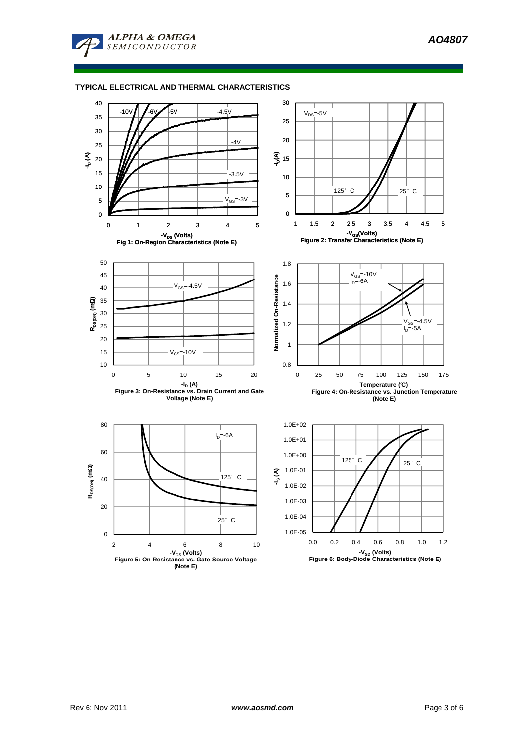## TYPICAL ELECTRICAL AND THERMAL CHARACTERISTICS

Fig 1: On-Region Characteristics (Note E)

Figure 2: Transfer Characteristics (Note E)

Figure 3: On-Resistance vs. Drain Current and Gate Voltage (Note E)

Figure 4: On-Resistance vs. Junction Temperature (Note E)

Figure 5: On-Resistance vs. Gate-Source Voltage (Note E)

Figure 6: Body-Diode Characteristics (Note E)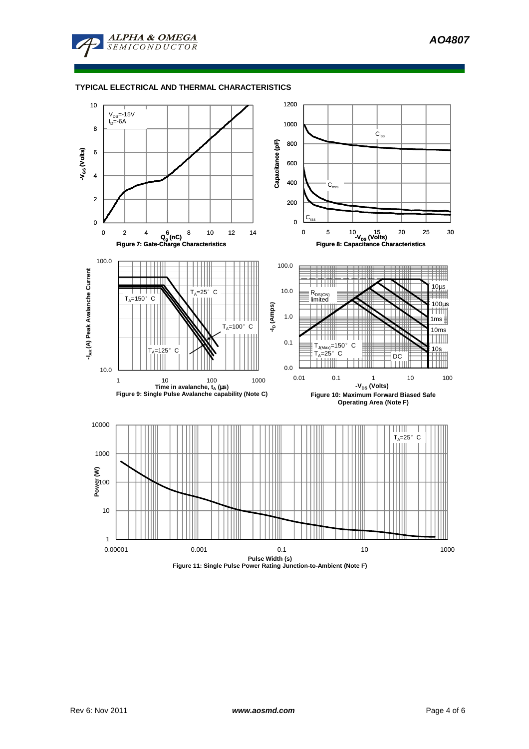## TYPICAL ELECTRICAL AND THERMAL CHARACTERISTICS

$V_{DS}$=-15V
$I_D$=-6A

Figure 7: Gate-Charge Characteristics

$C_{iss}$
$C_{oss}$
$C_{rss}$

Figure 8: Capacitance Characteristics

$T_A$=25° C
$T_A$=150° C
$T_A$=100° C
$T_A$=125° C

Figure 9: Single Pulse Avalanche capability (Note C)

$R_{DS(ON)}$ limited
10µs
100µs
1ms
10ms
10s
DC
$T_{J(Max)}$=150° C
$T_A$=25° C

Figure 10: Maximum Forward Biased Safe Operating Area (Note F)

$T_A$=25° C

Figure 11: Single Pulse Power Rating Junction-to-Ambient (Note F)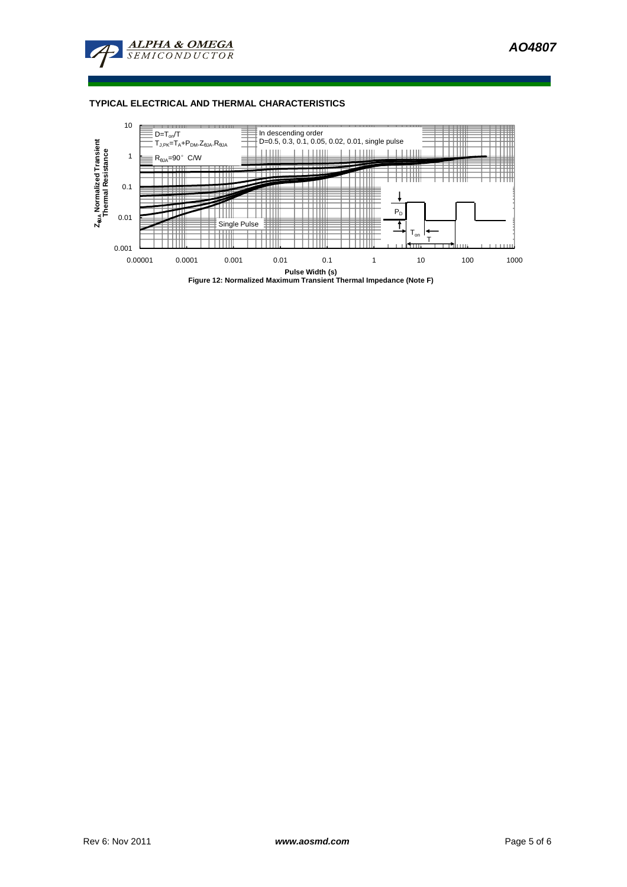## TYPICAL ELECTRICAL AND THERMAL CHARACTERISTICS

$D=T_{on}/T$
$T_{J,PK}=T_A+P_{DM}.Z_{\theta JA}.R_{\theta JA}$
$R_{\theta JA}=90°\ C/W$

In descending order
D=0.5, 0.3, 0.1, 0.05, 0.02, 0.01, single pulse

Single Pulse

$P_D$

$T_{on}$

T

$Z_{\theta JA}$ Normalized Transient Thermal Resistance

Pulse Width (s)

**Figure 12: Normalized Maximum Transient Thermal Impedance (Note F)**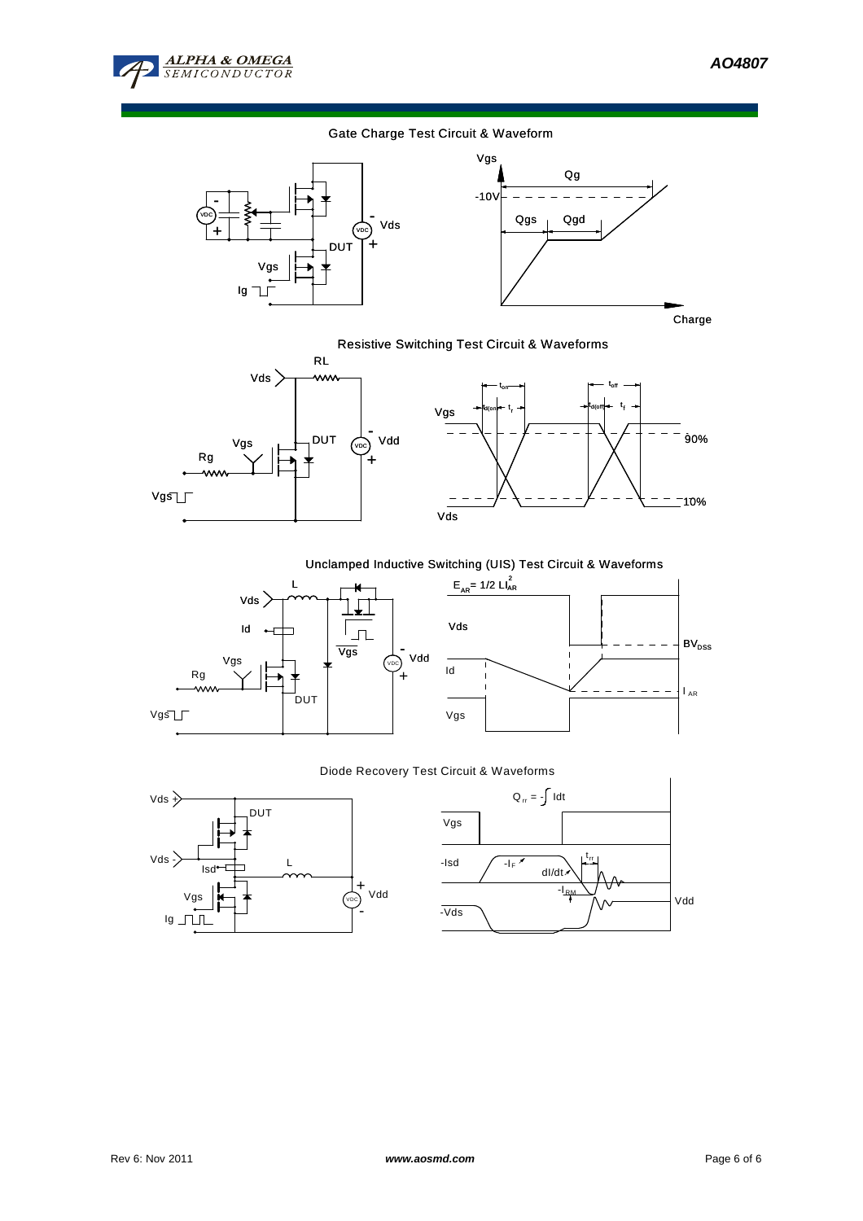## Gate Charge Test Circuit & Waveform

Vgs

Qg

-10V

Qgs

Qgd

VDC

Vds

DUT

Vgs

Ig

Charge

## Resistive Switching Test Circuit & Waveforms

RL

Vds

Vgs

Rg

DUT

VDC

Vdd

Vgs

$t_{on}$

$t_{d(on)}$

$t_r$

$t_{off}$

$t_{d(off)}$

$t_f$

90%

10%

Vds

## Unclamped Inductive Switching (UIS) Test Circuit & Waveforms

L

Vds

Id

Vgs

Rg

Vgs

DUT

Vgs

VDC

Vdd

$E_{AR} = 1/2\ LI_{AR}^2$

Vds

Id

Vgs

$BV_{DSS}$

$I_{AR}$

## Diode Recovery Test Circuit & Waveforms

Vds +

DUT

Vds -

Isd

L

Vgs

Ig

VDC

Vdd

$Q_{rr} = -\int Idt$

Vgs

-Isd

$-I_F$

dI/dt

$t_{rr}$

$-I_{RM}$

-Vds

Vdd